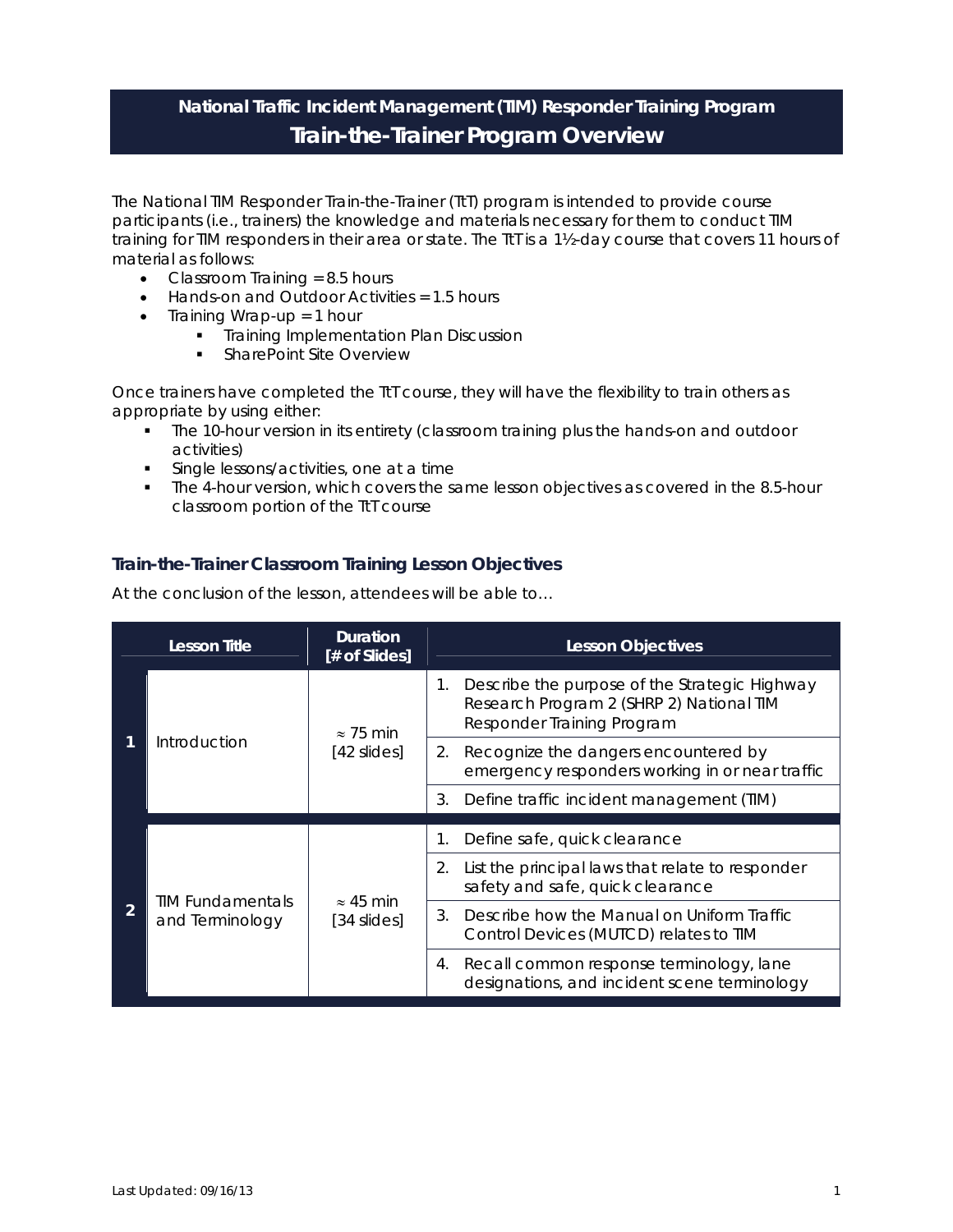# National Traffic Incident Management (TIM) Responder Training Program
## Train-the-Trainer Program Overview

The National TIM Responder Train-the-Trainer (TtT) program is intended to provide course participants (i.e., trainers) the knowledge and materials necessary for them to conduct TIM training for TIM responders in their area or state. The TtT is a 1½-day course that covers 11 hours of material as follows:

- Classroom Training = 8.5 hours
- Hands-on and Outdoor Activities = 1.5 hours
- Training Wrap-up = 1 hour
  - Training Implementation Plan Discussion
  - SharePoint Site Overview

Once trainers have completed the TtT course, they will have the flexibility to train others as appropriate by using either:

- The 10-hour version in its entirety (classroom training plus the hands-on and outdoor activities)
- Single lessons/activities, one at a time
- The 4-hour version, which covers the same lesson objectives as covered in the 8.5-hour classroom portion of the TtT course

### Train-the-Trainer Classroom Training Lesson Objectives

At the conclusion of the lesson, attendees will be able to…

| | Lesson Title | Duration [# of Slides] | Lesson Objectives |
|---|---|---|---|
| 1 | Introduction | ≈ 75 min [42 slides] | 1. Describe the purpose of the Strategic Highway Research Program 2 (SHRP 2) National TIM Responder Training Program |
| | | | 2. Recognize the dangers encountered by emergency responders working in or near traffic |
| | | | 3. Define traffic incident management (TIM) |
| 2 | TIM Fundamentals and Terminology | ≈ 45 min [34 slides] | 1. Define safe, quick clearance |
| | | | 2. List the principal laws that relate to responder safety and safe, quick clearance |
| | | | 3. Describe how the Manual on Uniform Traffic Control Devices (MUTCD) relates to TIM |
| | | | 4. Recall common response terminology, lane designations, and incident scene terminology |

Last Updated: 09/16/13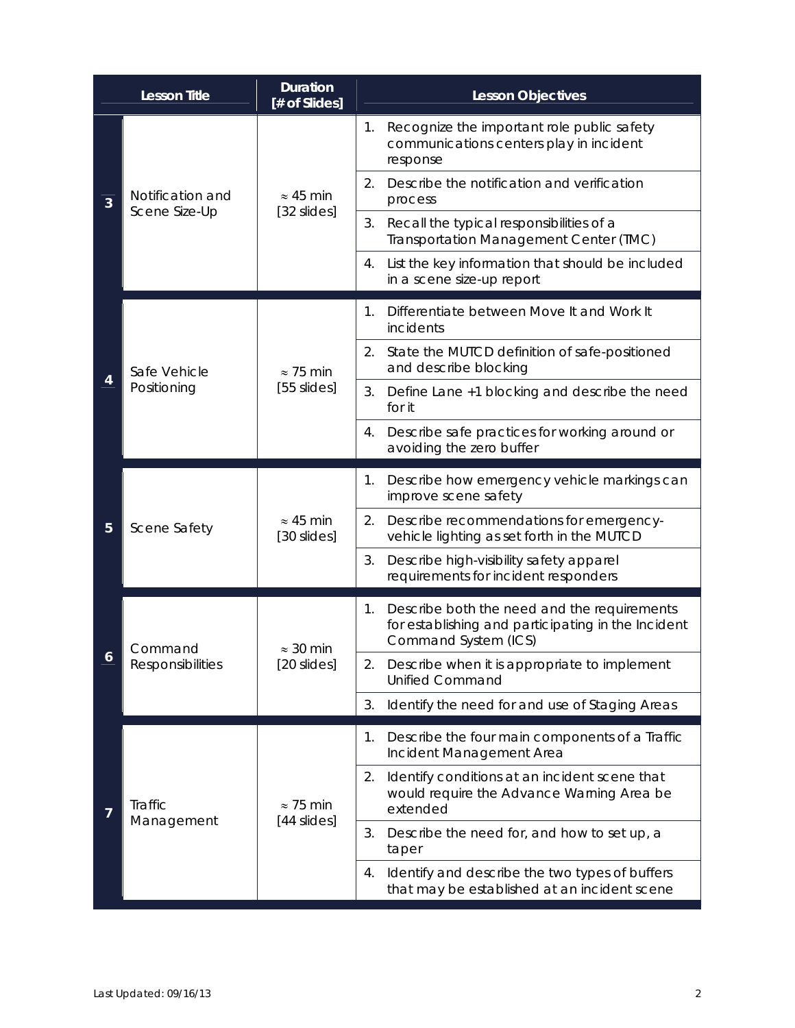| | Lesson Title | Duration [# of Slides] | Lesson Objectives |
|---|---|---|---|
| 3 | Notification and Scene Size-Up | ≈ 45 min [32 slides] | 1. Recognize the important role public safety communications centers play in incident response |
| | | | 2. Describe the notification and verification process |
| | | | 3. Recall the typical responsibilities of a Transportation Management Center (TMC) |
| | | | 4. List the key information that should be included in a scene size-up report |
| 4 | Safe Vehicle Positioning | ≈ 75 min [55 slides] | 1. Differentiate between Move It and Work It incidents |
| | | | 2. State the MUTCD definition of safe-positioned and describe blocking |
| | | | 3. Define Lane +1 blocking and describe the need for it |
| | | | 4. Describe safe practices for working around or avoiding the zero buffer |
| 5 | Scene Safety | ≈ 45 min [30 slides] | 1. Describe how emergency vehicle markings can improve scene safety |
| | | | 2. Describe recommendations for emergency-vehicle lighting as set forth in the MUTCD |
| | | | 3. Describe high-visibility safety apparel requirements for incident responders |
| 6 | Command Responsibilities | ≈ 30 min [20 slides] | 1. Describe both the need and the requirements for establishing and participating in the Incident Command System (ICS) |
| | | | 2. Describe when it is appropriate to implement Unified Command |
| | | | 3. Identify the need for and use of Staging Areas |
| 7 | Traffic Management | ≈ 75 min [44 slides] | 1. Describe the four main components of a Traffic Incident Management Area |
| | | | 2. Identify conditions at an incident scene that would require the Advance Warning Area be extended |
| | | | 3. Describe the need for, and how to set up, a taper |
| | | | 4. Identify and describe the two types of buffers that may be established at an incident scene |

Last Updated: 09/16/13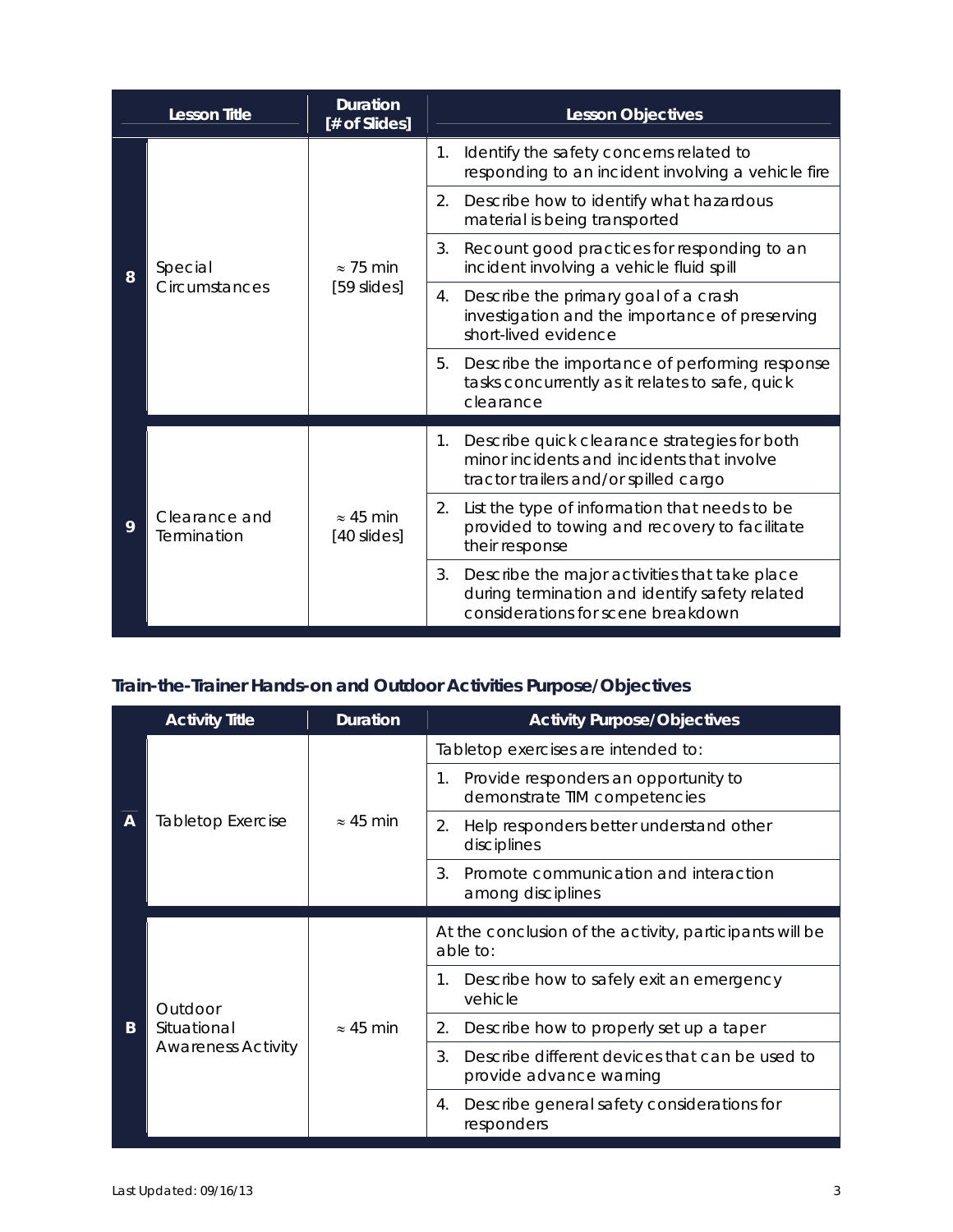| | Lesson Title | Duration [# of Slides] | Lesson Objectives |
|---|---|---|---|
| 8 | Special Circumstances | ≈ 75 min [59 slides] | 1. Identify the safety concerns related to responding to an incident involving a vehicle fire |
| | | | 2. Describe how to identify what hazardous material is being transported |
| | | | 3. Recount good practices for responding to an incident involving a vehicle fluid spill |
| | | | 4. Describe the primary goal of a crash investigation and the importance of preserving short-lived evidence |
| | | | 5. Describe the importance of performing response tasks concurrently as it relates to safe, quick clearance |
| 9 | Clearance and Termination | ≈ 45 min [40 slides] | 1. Describe quick clearance strategies for both minor incidents and incidents that involve tractor trailers and/or spilled cargo |
| | | | 2. List the type of information that needs to be provided to towing and recovery to facilitate their response |
| | | | 3. Describe the major activities that take place during termination and identify safety related considerations for scene breakdown |

### Train-the-Trainer Hands-on and Outdoor Activities Purpose/Objectives

| | Activity Title | Duration | Activity Purpose/Objectives |
|---|---|---|---|
| A | Tabletop Exercise | ≈ 45 min | Tabletop exercises are intended to: |
| | | | 1. Provide responders an opportunity to demonstrate TIM competencies |
| | | | 2. Help responders better understand other disciplines |
| | | | 3. Promote communication and interaction among disciplines |
| B | Outdoor Situational Awareness Activity | ≈ 45 min | At the conclusion of the activity, participants will be able to: |
| | | | 1. Describe how to safely exit an emergency vehicle |
| | | | 2. Describe how to properly set up a taper |
| | | | 3. Describe different devices that can be used to provide advance warning |
| | | | 4. Describe general safety considerations for responders |

Last Updated: 09/16/13